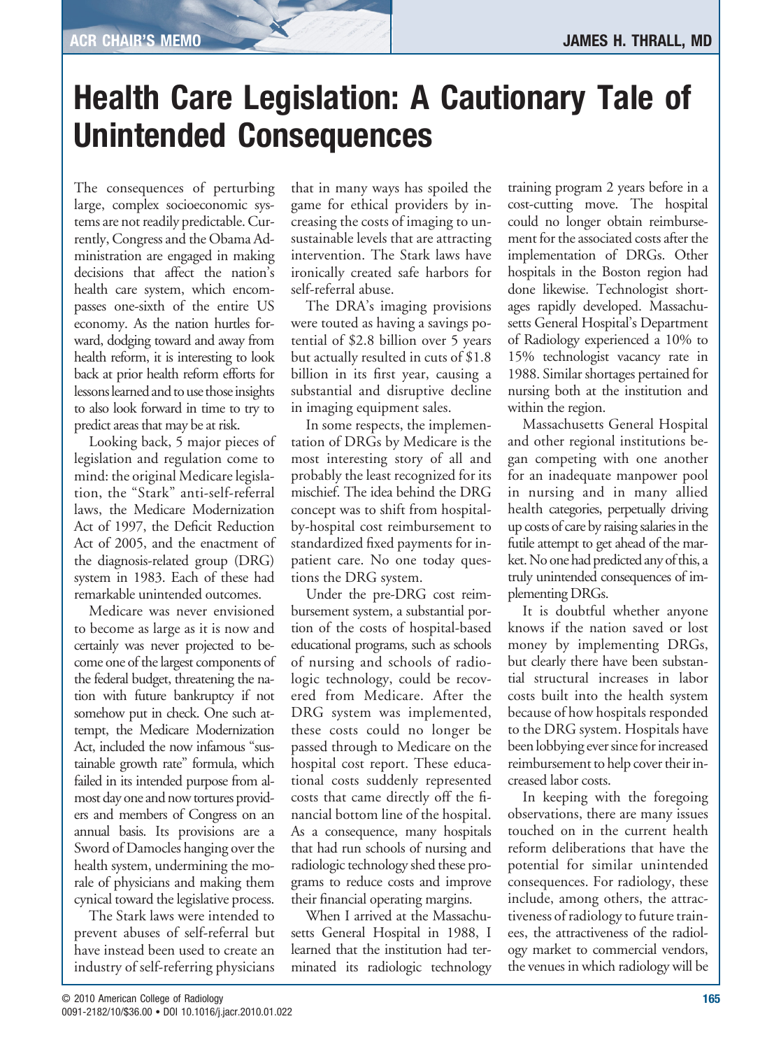# Health Care Legislation: A Cautionary Tale of Unintended Consequences

The consequences of perturbing large, complex socioeconomic systems are not readily predictable. Currently, Congress and the Obama Administration are engaged in making decisions that affect the nation's health care system, which encompasses one-sixth of the entire US economy. As the nation hurtles forward, dodging toward and away from health reform, it is interesting to look back at prior health reform efforts for lessons learned and to use those insights to also look forward in time to try to predict areas that may be at risk.

Looking back, 5 major pieces of legislation and regulation come to mind: the original Medicare legislation, the "Stark" anti-self-referral laws, the Medicare Modernization Act of 1997, the Deficit Reduction Act of 2005, and the enactment of the diagnosis-related group (DRG) system in 1983. Each of these had remarkable unintended outcomes.

Medicare was never envisioned to become as large as it is now and certainly was never projected to become one of the largest components of the federal budget, threatening the nation with future bankruptcy if not somehow put in check. One such attempt, the Medicare Modernization Act, included the now infamous "sustainable growth rate" formula, which failed in its intended purpose from almost day one and now tortures providers and members of Congress on an annual basis. Its provisions are a Sword of Damocles hanging over the health system, undermining the morale of physicians and making them cynical toward the legislative process.

The Stark laws were intended to prevent abuses of self-referral but have instead been used to create an industry of self-referring physicians that in many ways has spoiled the game for ethical providers by increasing the costs of imaging to unsustainable levels that are attracting intervention. The Stark laws have ironically created safe harbors for self-referral abuse.

The DRA's imaging provisions were touted as having a savings potential of $2.8 billion over 5 years but actually resulted in cuts of $1.8 billion in its first year, causing a substantial and disruptive decline in imaging equipment sales.

In some respects, the implementation of DRGs by Medicare is the most interesting story of all and probably the least recognized for its mischief. The idea behind the DRG concept was to shift from hospital-by-hospital cost reimbursement to standardized fixed payments for inpatient care. No one today questions the DRG system.

Under the pre-DRG cost reimbursement system, a substantial portion of the costs of hospital-based educational programs, such as schools of nursing and schools of radiologic technology, could be recovered from Medicare. After the DRG system was implemented, these costs could no longer be passed through to Medicare on the hospital cost report. These educational costs suddenly represented costs that came directly off the financial bottom line of the hospital. As a consequence, many hospitals that had run schools of nursing and radiologic technology shed these programs to reduce costs and improve their financial operating margins.

When I arrived at the Massachusetts General Hospital in 1988, I learned that the institution had terminated its radiologic technology training program 2 years before in a cost-cutting move. The hospital could no longer obtain reimbursement for the associated costs after the implementation of DRGs. Other hospitals in the Boston region had done likewise. Technologist shortages rapidly developed. Massachusetts General Hospital's Department of Radiology experienced a 10% to 15% technologist vacancy rate in 1988. Similar shortages pertained for nursing both at the institution and within the region.

Massachusetts General Hospital and other regional institutions began competing with one another for an inadequate manpower pool in nursing and in many allied health categories, perpetually driving up costs of care by raising salaries in the futile attempt to get ahead of the market. No one had predicted any of this, a truly unintended consequences of implementing DRGs.

It is doubtful whether anyone knows if the nation saved or lost money by implementing DRGs, but clearly there have been substantial structural increases in labor costs built into the health system because of how hospitals responded to the DRG system. Hospitals have been lobbying ever since for increased reimbursement to help cover their increased labor costs.

In keeping with the foregoing observations, there are many issues touched on in the current health reform deliberations that have the potential for similar unintended consequences. For radiology, these include, among others, the attractiveness of radiology to future trainees, the attractiveness of the radiology market to commercial vendors, the venues in which radiology will be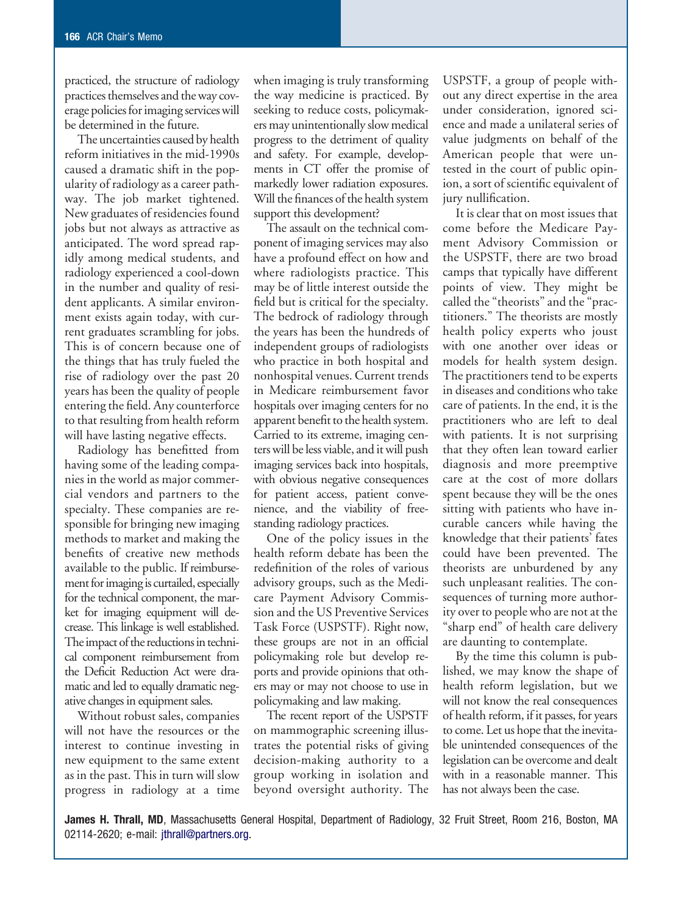practiced, the structure of radiology practices themselves and the way coverage policies for imaging services will be determined in the future.

The uncertainties caused by health reform initiatives in the mid-1990s caused a dramatic shift in the popularity of radiology as a career pathway. The job market tightened. New graduates of residencies found jobs but not always as attractive as anticipated. The word spread rapidly among medical students, and radiology experienced a cool-down in the number and quality of resident applicants. A similar environment exists again today, with current graduates scrambling for jobs. This is of concern because one of the things that has truly fueled the rise of radiology over the past 20 years has been the quality of people entering the field. Any counterforce to that resulting from health reform will have lasting negative effects.

Radiology has benefitted from having some of the leading companies in the world as major commercial vendors and partners to the specialty. These companies are responsible for bringing new imaging methods to market and making the benefits of creative new methods available to the public. If reimbursement for imaging is curtailed, especially for the technical component, the market for imaging equipment will decrease. This linkage is well established. The impact of the reductions in technical component reimbursement from the Deficit Reduction Act were dramatic and led to equally dramatic negative changes in equipment sales.

Without robust sales, companies will not have the resources or the interest to continue investing in new equipment to the same extent as in the past. This in turn will slow progress in radiology at a time when imaging is truly transforming the way medicine is practiced. By seeking to reduce costs, policymakers may unintentionally slow medical progress to the detriment of quality and safety. For example, developments in CT offer the promise of markedly lower radiation exposures. Will the finances of the health system support this development?

The assault on the technical component of imaging services may also have a profound effect on how and where radiologists practice. This may be of little interest outside the field but is critical for the specialty. The bedrock of radiology through the years has been the hundreds of independent groups of radiologists who practice in both hospital and nonhospital venues. Current trends in Medicare reimbursement favor hospitals over imaging centers for no apparent benefit to the health system. Carried to its extreme, imaging centers will be less viable, and it will push imaging services back into hospitals, with obvious negative consequences for patient access, patient convenience, and the viability of freestanding radiology practices.

One of the policy issues in the health reform debate has been the redefinition of the roles of various advisory groups, such as the Medicare Payment Advisory Commission and the US Preventive Services Task Force (USPSTF). Right now, these groups are not in an official policymaking role but develop reports and provide opinions that others may or may not choose to use in policymaking and law making.

The recent report of the USPSTF on mammographic screening illustrates the potential risks of giving decision-making authority to a group working in isolation and beyond oversight authority. The USPSTF, a group of people without any direct expertise in the area under consideration, ignored science and made a unilateral series of value judgments on behalf of the American people that were untested in the court of public opinion, a sort of scientific equivalent of jury nullification.

It is clear that on most issues that come before the Medicare Payment Advisory Commission or the USPSTF, there are two broad camps that typically have different points of view. They might be called the "theorists" and the "practitioners." The theorists are mostly health policy experts who joust with one another over ideas or models for health system design. The practitioners tend to be experts in diseases and conditions who take care of patients. In the end, it is the practitioners who are left to deal with patients. It is not surprising that they often lean toward earlier diagnosis and more preemptive care at the cost of more dollars spent because they will be the ones sitting with patients who have incurable cancers while having the knowledge that their patients' fates could have been prevented. The theorists are unburdened by any such unpleasant realities. The consequences of turning more authority over to people who are not at the "sharp end" of health care delivery are daunting to contemplate.

By the time this column is published, we may know the shape of health reform legislation, but we will not know the real consequences of health reform, if it passes, for years to come. Let us hope that the inevitable unintended consequences of the legislation can be overcome and dealt with in a reasonable manner. This has not always been the case.

**James H. Thrall, MD**, Massachusetts General Hospital, Department of Radiology, 32 Fruit Street, Room 216, Boston, MA 02114-2620; e-mail: jthrall@partners.org.